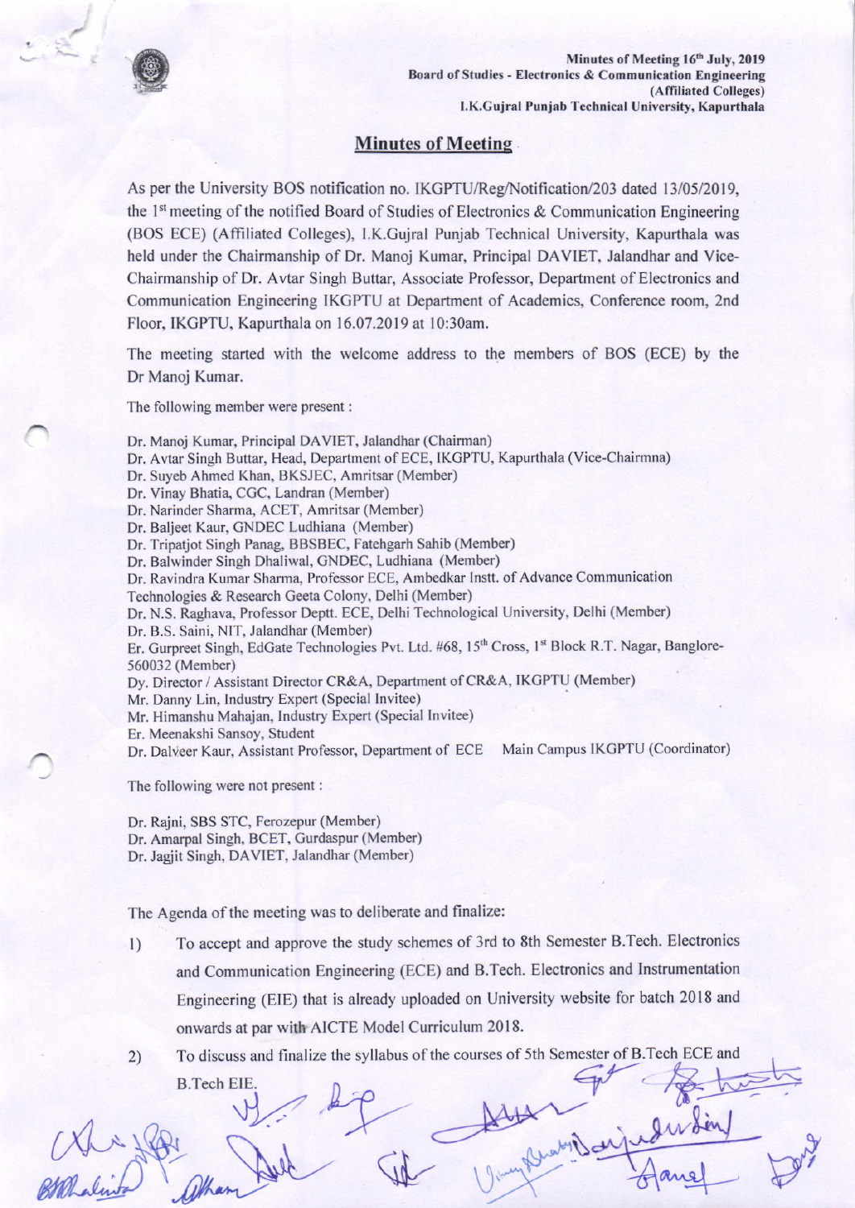## Minutes of Meeting

As per the University BOS notification no. IKGPTU/Reg/Notification/203 dated 13/05/2019, the 1st meeting of the notified Board of Studies of Electronics & Communication Engineering (BOS ECE) (Affiliated Colleges), I.K.Gujral Punjab Technical University, Kapurthala was held under the Chairmanship of Dr. Manoj Kumar, Principal DAVIET, Jalandhar and Vice-Chairmanship of Dr. Avtar Singh Buttar, Associate Professor, Department of Electronics and Communication Engineering IKGPTU at Department of Academics, Conference room, 2nd Floor, IKGPTU, Kapurthala on 16.07.2019 at 10:30am.

The meeting started with the welcome address to the members of BOS (ECE) by the Dr Manoj Kumar.

The following member were present :

Dr. Manoj Kumar, Principal DAVIET, Jalandhar (Chairman)
Dr. Avtar Singh Buttar, Head, Department of ECE, IKGPTU, Kapurthala (Vice-Chairmna)
Dr. Suyeb Ahmed Khan, BKSJEC, Amritsar (Member)
Dr. Vinay Bhatia, CGC, Landran (Member)
Dr. Narinder Sharma, ACET, Amritsar (Member)
Dr. Baljeet Kaur, GNDEC Ludhiana (Member)
Dr. Tripatjot Singh Panag, BBSBEC, Fatehgarh Sahib (Member)
Dr. Balwinder Singh Dhaliwal, GNDEC, Ludhiana (Member)
Dr. Ravindra Kumar Sharma, Professor ECE, Ambedkar Instt. of Advance Communication Technologies & Research Geeta Colony, Delhi (Member)
Dr. N.S. Raghava, Professor Deptt. ECE, Delhi Technological University, Delhi (Member)
Dr. B.S. Saini, NIT, Jalandhar (Member)
Er. Gurpreet Singh, EdGate Technologies Pvt. Ltd. #68, 15th Cross, 1st Block R.T. Nagar, Banglore-560032 (Member)
Dy. Director / Assistant Director CR&A, Department of CR&A, IKGPTU (Member)
Mr. Danny Lin, Industry Expert (Special Invitee)
Mr. Himanshu Mahajan, Industry Expert (Special Invitee)
Er. Meenakshi Sansoy, Student
Dr. Dalveer Kaur, Assistant Professor, Department of ECE Main Campus IKGPTU (Coordinator)

The following were not present :

Dr. Rajni, SBS STC, Ferozepur (Member)
Dr. Amarpal Singh, BCET, Gurdaspur (Member)
Dr. Jagjit Singh, DAVIET, Jalandhar (Member)

The Agenda of the meeting was to deliberate and finalize:

1) To accept and approve the study schemes of 3rd to 8th Semester B.Tech. Electronics and Communication Engineering (ECE) and B.Tech. Electronics and Instrumentation Engineering (EIE) that is already uploaded on University website for batch 2018 and onwards at par with AICTE Model Curriculum 2018.
2) To discuss and finalize the syllabus of the courses of 5th Semester of B.Tech ECE and B.Tech EIE.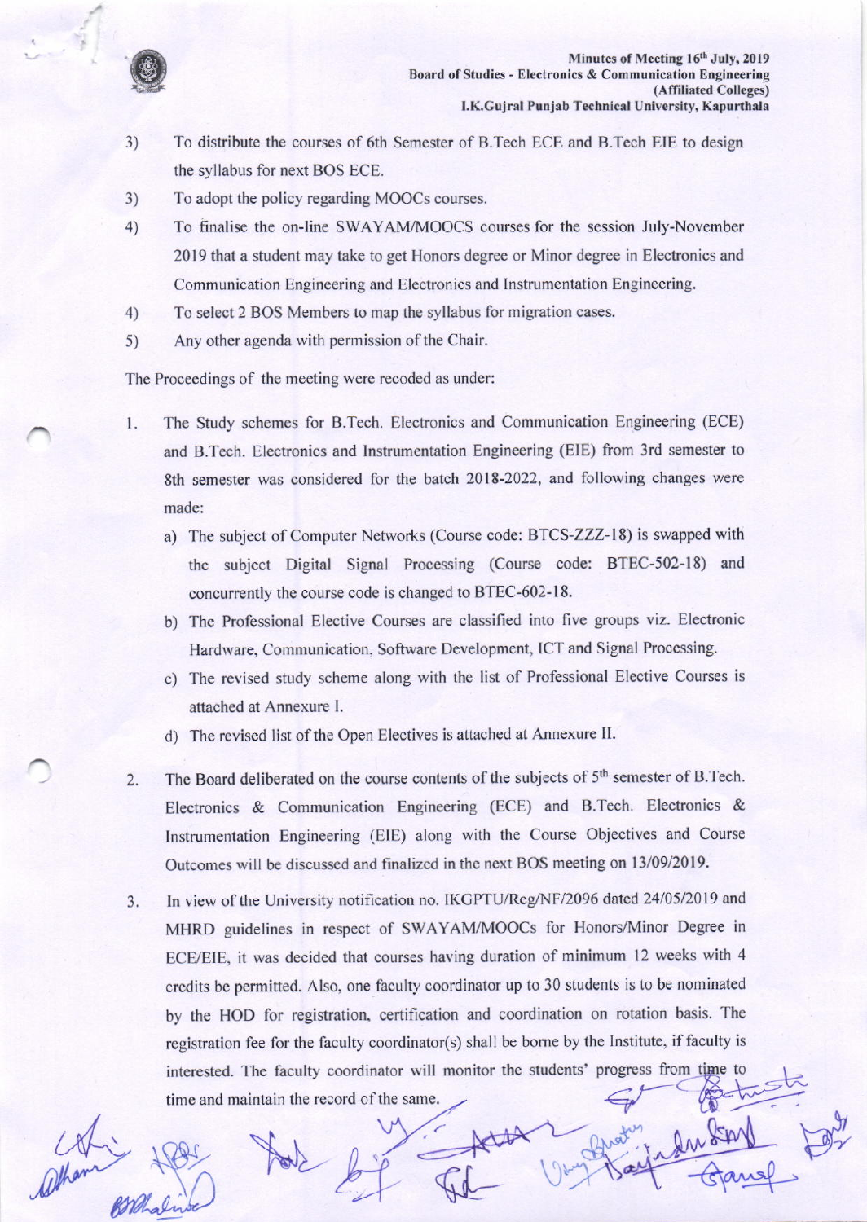3) To distribute the courses of 6th Semester of B.Tech ECE and B.Tech EIE to design the syllabus for next BOS ECE.
3) To adopt the policy regarding MOOCs courses.
4) To finalise the on-line SWAYAM/MOOCS courses for the session July-November 2019 that a student may take to get Honors degree or Minor degree in Electronics and Communication Engineering and Electronics and Instrumentation Engineering.
4) To select 2 BOS Members to map the syllabus for migration cases.
5) Any other agenda with permission of the Chair.

The Proceedings of the meeting were recoded as under:

1. The Study schemes for B.Tech. Electronics and Communication Engineering (ECE) and B.Tech. Electronics and Instrumentation Engineering (EIE) from 3rd semester to 8th semester was considered for the batch 2018-2022, and following changes were made:
   a) The subject of Computer Networks (Course code: BTCS-ZZZ-18) is swapped with the subject Digital Signal Processing (Course code: BTEC-502-18) and concurrently the course code is changed to BTEC-602-18.
   b) The Professional Elective Courses are classified into five groups viz. Electronic Hardware, Communication, Software Development, ICT and Signal Processing.
   c) The revised study scheme along with the list of Professional Elective Courses is attached at Annexure I.
   d) The revised list of the Open Electives is attached at Annexure II.

2. The Board deliberated on the course contents of the subjects of 5th semester of B.Tech. Electronics & Communication Engineering (ECE) and B.Tech. Electronics & Instrumentation Engineering (EIE) along with the Course Objectives and Course Outcomes will be discussed and finalized in the next BOS meeting on 13/09/2019.

3. In view of the University notification no. IKGPTU/Reg/NF/2096 dated 24/05/2019 and MHRD guidelines in respect of SWAYAM/MOOCs for Honors/Minor Degree in ECE/EIE, it was decided that courses having duration of minimum 12 weeks with 4 credits be permitted. Also, one faculty coordinator up to 30 students is to be nominated by the HOD for registration, certification and coordination on rotation basis. The registration fee for the faculty coordinator(s) shall be borne by the Institute, if faculty is interested. The faculty coordinator will monitor the students' progress from time to time and maintain the record of the same.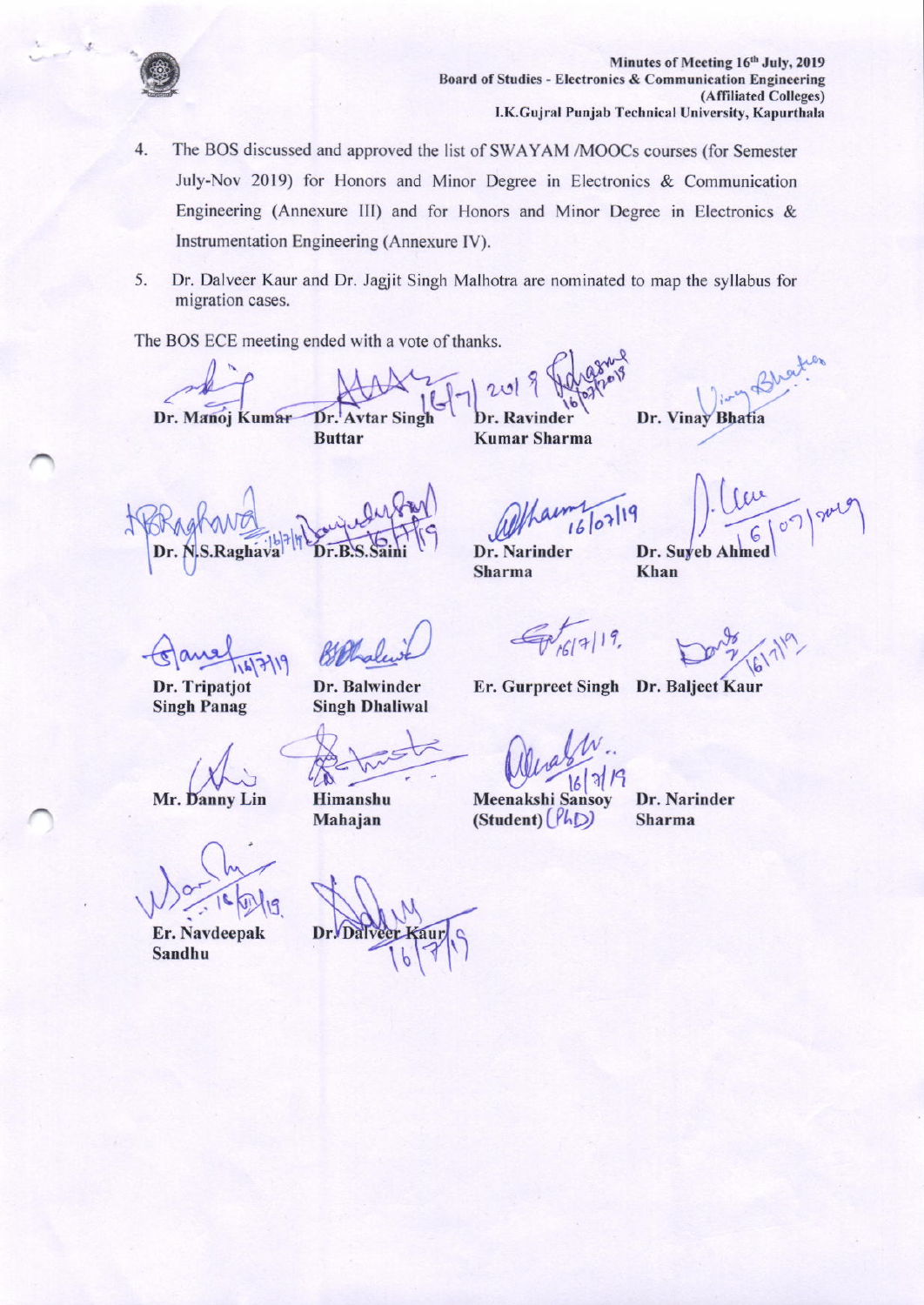4. The BOS discussed and approved the list of SWAYAM /MOOCs courses (for Semester July-Nov 2019) for Honors and Minor Degree in Electronics & Communication Engineering (Annexure III) and for Honors and Minor Degree in Electronics & Instrumentation Engineering (Annexure IV).

5. Dr. Dalveer Kaur and Dr. Jagjit Singh Malhotra are nominated to map the syllabus for migration cases.

The BOS ECE meeting ended with a vote of thanks.

| | | | |
|---|---|---|---|
| Dr. Manoj Kumar | Dr. Avtar Singh Buttar | Dr. Ravinder Kumar Sharma | Dr. Vinay Bhatia |
| Dr. N.S.Raghava | Dr.B.S.Saini | Dr. Narinder Sharma | Dr. Suyeb Ahmed Khan |
| Dr. Tripatjot Singh Panag | Dr. Balwinder Singh Dhaliwal | Er. Gurpreet Singh | Dr. Baljeet Kaur |
| Mr. Danny Lin | Himanshu Mahajan | Meenakshi Sansoy (Student) (PhD) | Dr. Narinder Sharma |
| Er. Navdeepak Sandhu | Dr. Dalveer Kaur | | |